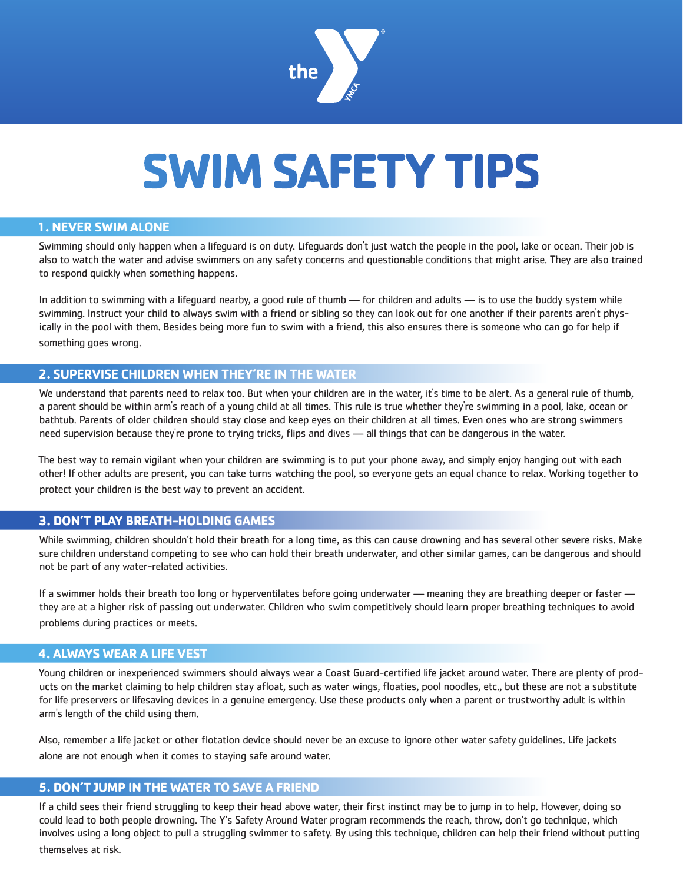# SWIM SAFETY TIPS

## 1. NEVER SWIM ALONE

Swimming should only happen when a lifeguard is on duty. Lifeguards don't just watch the people in the pool, lake or ocean. Their job is also to watch the water and advise swimmers on any safety concerns and questionable conditions that might arise. They are also trained to respond quickly when something happens.

In addition to swimming with a lifeguard nearby, a good rule of thumb — for children and adults — is to use the buddy system while swimming. Instruct your child to always swim with a friend or sibling so they can look out for one another if their parents aren't physically in the pool with them. Besides being more fun to swim with a friend, this also ensures there is someone who can go for help if something goes wrong.

## 2. SUPERVISE CHILDREN WHEN THEY'RE IN THE WATER

We understand that parents need to relax too. But when your children are in the water, it's time to be alert. As a general rule of thumb, a parent should be within arm's reach of a young child at all times. This rule is true whether they're swimming in a pool, lake, ocean or bathtub. Parents of older children should stay close and keep eyes on their children at all times. Even ones who are strong swimmers need supervision because they're prone to trying tricks, flips and dives — all things that can be dangerous in the water.

The best way to remain vigilant when your children are swimming is to put your phone away, and simply enjoy hanging out with each other! If other adults are present, you can take turns watching the pool, so everyone gets an equal chance to relax. Working together to protect your children is the best way to prevent an accident.

## 3. DON'T PLAY BREATH-HOLDING GAMES

While swimming, children shouldn't hold their breath for a long time, as this can cause drowning and has several other severe risks. Make sure children understand competing to see who can hold their breath underwater, and other similar games, can be dangerous and should not be part of any water-related activities.

If a swimmer holds their breath too long or hyperventilates before going underwater — meaning they are breathing deeper or faster — they are at a higher risk of passing out underwater. Children who swim competitively should learn proper breathing techniques to avoid problems during practices or meets.

## 4. ALWAYS WEAR A LIFE VEST

Young children or inexperienced swimmers should always wear a Coast Guard-certified life jacket around water. There are plenty of products on the market claiming to help children stay afloat, such as water wings, floaties, pool noodles, etc., but these are not a substitute for life preservers or lifesaving devices in a genuine emergency. Use these products only when a parent or trustworthy adult is within arm's length of the child using them.

Also, remember a life jacket or other flotation device should never be an excuse to ignore other water safety guidelines. Life jackets alone are not enough when it comes to staying safe around water.

## 5. DON'T JUMP IN THE WATER TO SAVE A FRIEND

If a child sees their friend struggling to keep their head above water, their first instinct may be to jump in to help. However, doing so could lead to both people drowning. The Y's Safety Around Water program recommends the reach, throw, don't go technique, which involves using a long object to pull a struggling swimmer to safety. By using this technique, children can help their friend without putting themselves at risk.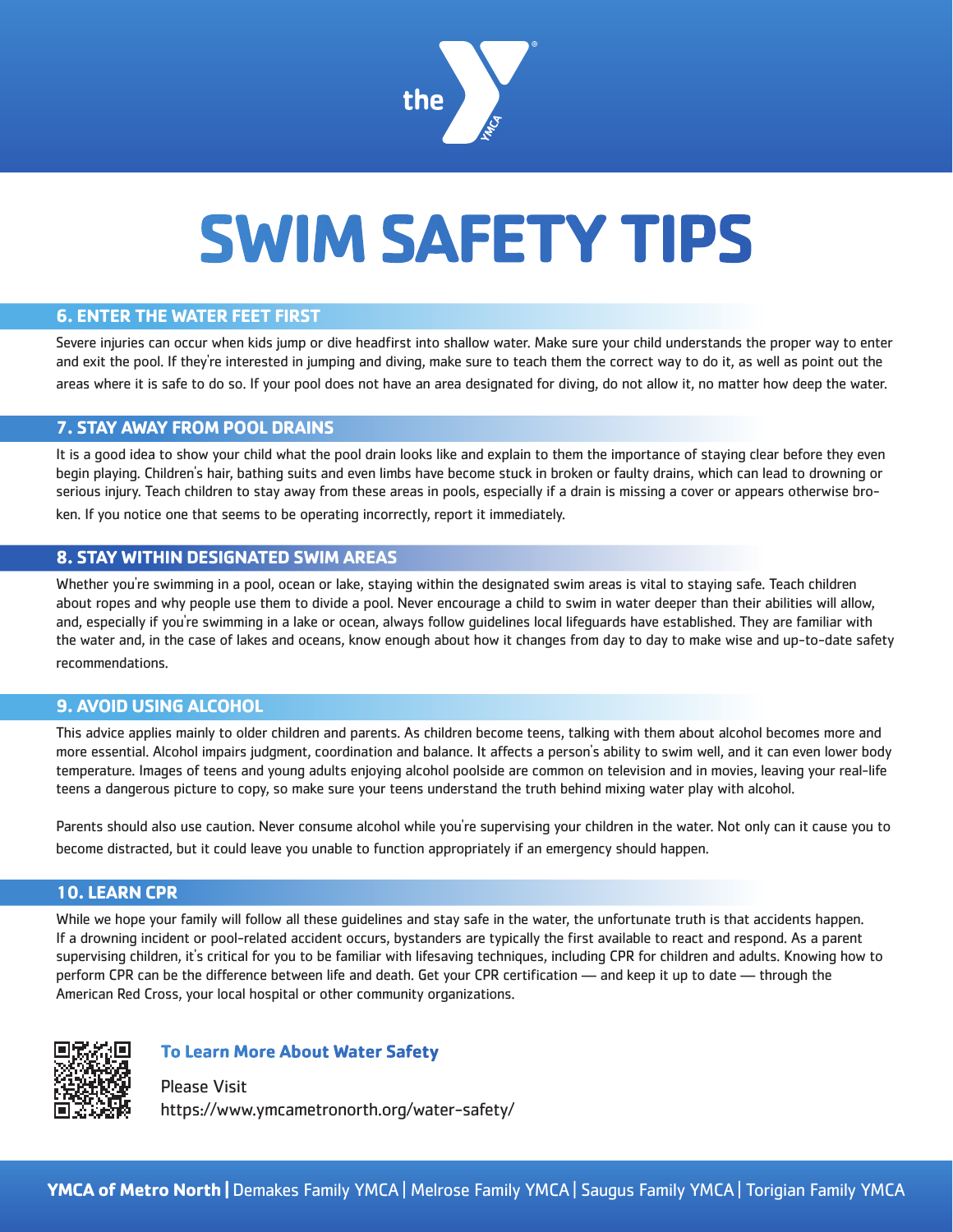# SWIM SAFETY TIPS

## 6. ENTER THE WATER FEET FIRST

Severe injuries can occur when kids jump or dive headfirst into shallow water. Make sure your child understands the proper way to enter and exit the pool. If they're interested in jumping and diving, make sure to teach them the correct way to do it, as well as point out the areas where it is safe to do so. If your pool does not have an area designated for diving, do not allow it, no matter how deep the water.

## 7. STAY AWAY FROM POOL DRAINS

It is a good idea to show your child what the pool drain looks like and explain to them the importance of staying clear before they even begin playing. Children's hair, bathing suits and even limbs have become stuck in broken or faulty drains, which can lead to drowning or serious injury. Teach children to stay away from these areas in pools, especially if a drain is missing a cover or appears otherwise broken. If you notice one that seems to be operating incorrectly, report it immediately.

## 8. STAY WITHIN DESIGNATED SWIM AREAS

Whether you're swimming in a pool, ocean or lake, staying within the designated swim areas is vital to staying safe. Teach children about ropes and why people use them to divide a pool. Never encourage a child to swim in water deeper than their abilities will allow, and, especially if you're swimming in a lake or ocean, always follow guidelines local lifeguards have established. They are familiar with the water and, in the case of lakes and oceans, know enough about how it changes from day to day to make wise and up-to-date safety recommendations.

## 9. AVOID USING ALCOHOL

This advice applies mainly to older children and parents. As children become teens, talking with them about alcohol becomes more and more essential. Alcohol impairs judgment, coordination and balance. It affects a person's ability to swim well, and it can even lower body temperature. Images of teens and young adults enjoying alcohol poolside are common on television and in movies, leaving your real-life teens a dangerous picture to copy, so make sure your teens understand the truth behind mixing water play with alcohol.

Parents should also use caution. Never consume alcohol while you're supervising your children in the water. Not only can it cause you to become distracted, but it could leave you unable to function appropriately if an emergency should happen.

## 10. LEARN CPR

While we hope your family will follow all these guidelines and stay safe in the water, the unfortunate truth is that accidents happen. If a drowning incident or pool-related accident occurs, bystanders are typically the first available to react and respond. As a parent supervising children, it's critical for you to be familiar with lifesaving techniques, including CPR for children and adults. Knowing how to perform CPR can be the difference between life and death. Get your CPR certification — and keep it up to date — through the American Red Cross, your local hospital or other community organizations.

**To Learn More About Water Safety**

Please Visit
https://www.ymcametronorth.org/water-safety/

**YMCA of Metro North** | Demakes Family YMCA | Melrose Family YMCA | Saugus Family YMCA | Torigian Family YMCA